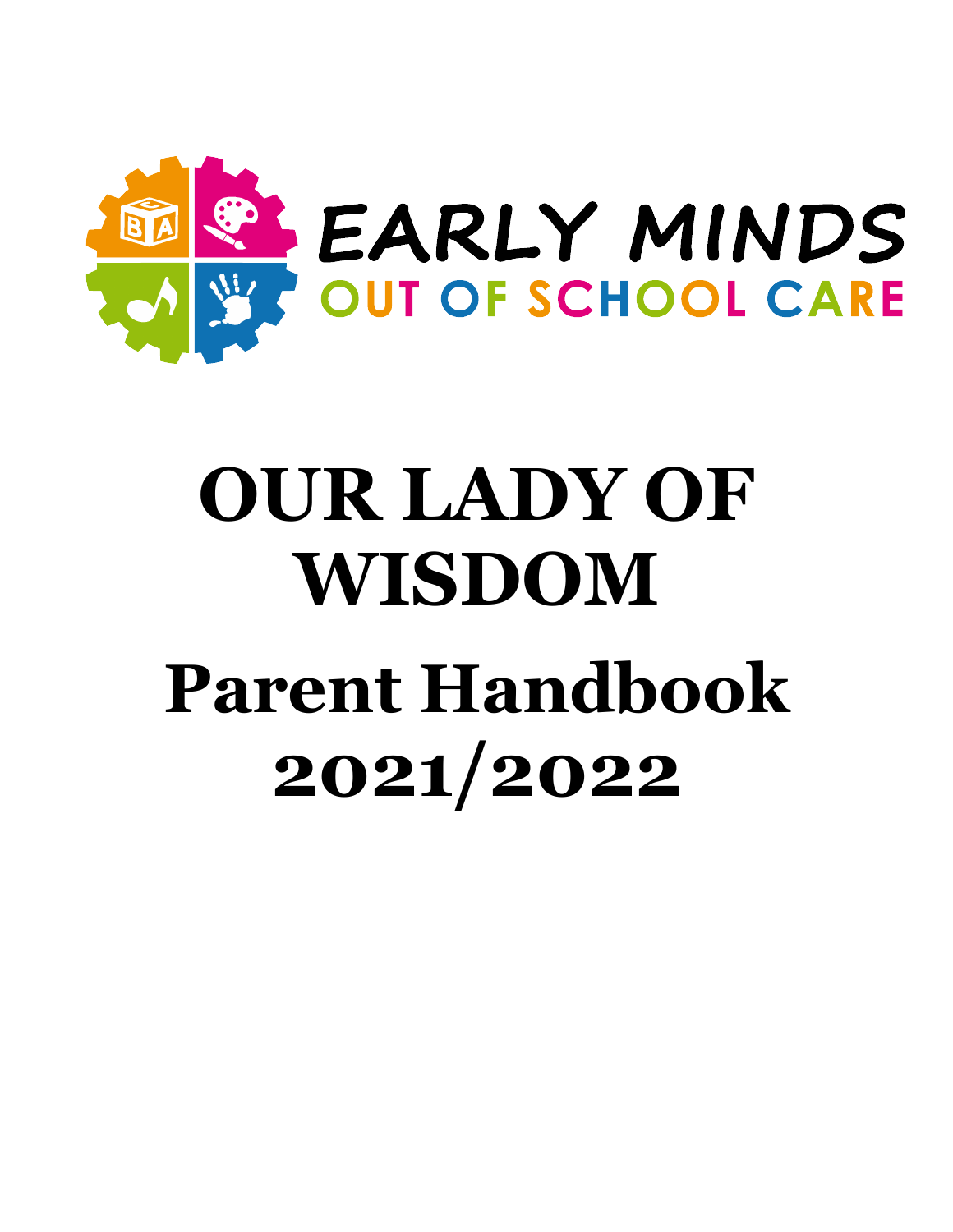EARLY MINDS

OUT OF SCHOOL CARE

# OUR LADY OF WISDOM

# Parent Handbook 2021/2022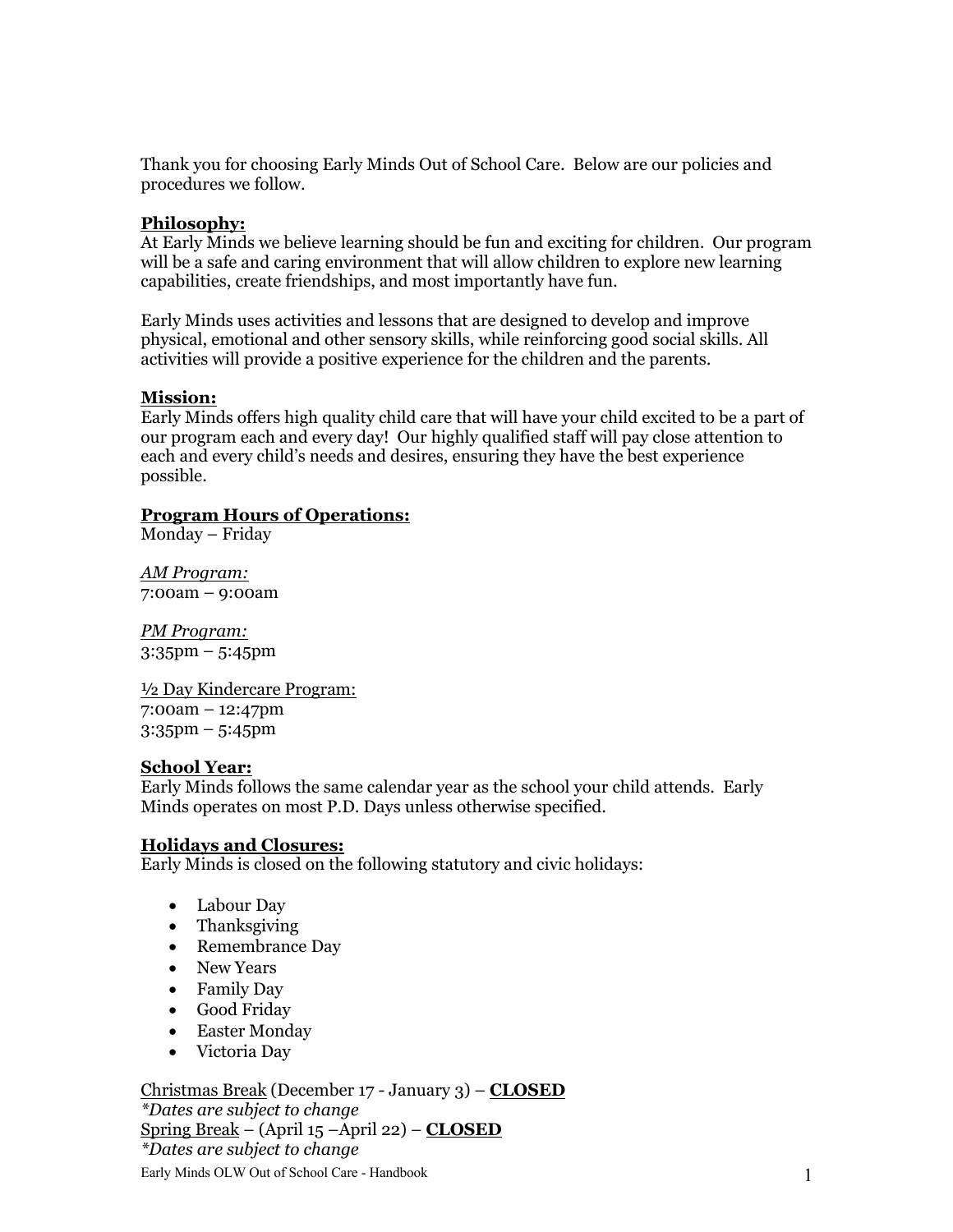Thank you for choosing Early Minds Out of School Care. Below are our policies and procedures we follow.

**Philosophy:**

At Early Minds we believe learning should be fun and exciting for children. Our program will be a safe and caring environment that will allow children to explore new learning capabilities, create friendships, and most importantly have fun.

Early Minds uses activities and lessons that are designed to develop and improve physical, emotional and other sensory skills, while reinforcing good social skills. All activities will provide a positive experience for the children and the parents.

**Mission:**

Early Minds offers high quality child care that will have your child excited to be a part of our program each and every day! Our highly qualified staff will pay close attention to each and every child's needs and desires, ensuring they have the best experience possible.

**Program Hours of Operations:**

Monday – Friday

*AM Program:*
7:00am – 9:00am

*PM Program:*
3:35pm – 5:45pm

½ Day Kindercare Program:
7:00am – 12:47pm
3:35pm – 5:45pm

**School Year:**

Early Minds follows the same calendar year as the school your child attends. Early Minds operates on most P.D. Days unless otherwise specified.

**Holidays and Closures:**

Early Minds is closed on the following statutory and civic holidays:

- Labour Day
- Thanksgiving
- Remembrance Day
- New Years
- Family Day
- Good Friday
- Easter Monday
- Victoria Day

Christmas Break (December 17 - January 3) – **CLOSED**
*\*Dates are subject to change*
Spring Break – (April 15 –April 22) – **CLOSED**
*\*Dates are subject to change*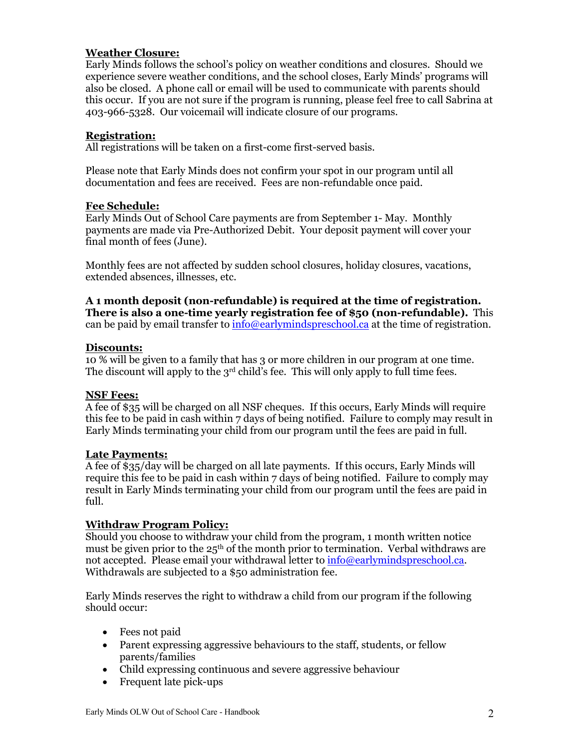### Weather Closure:

Early Minds follows the school's policy on weather conditions and closures. Should we experience severe weather conditions, and the school closes, Early Minds' programs will also be closed. A phone call or email will be used to communicate with parents should this occur. If you are not sure if the program is running, please feel free to call Sabrina at 403-966-5328. Our voicemail will indicate closure of our programs.

### Registration:

All registrations will be taken on a first-come first-served basis.

Please note that Early Minds does not confirm your spot in our program until all documentation and fees are received. Fees are non-refundable once paid.

### Fee Schedule:

Early Minds Out of School Care payments are from September 1- May. Monthly payments are made via Pre-Authorized Debit. Your deposit payment will cover your final month of fees (June).

Monthly fees are not affected by sudden school closures, holiday closures, vacations, extended absences, illnesses, etc.

**A 1 month deposit (non-refundable) is required at the time of registration. There is also a one-time yearly registration fee of $50 (non-refundable).** This can be paid by email transfer to info@earlymindspreschool.ca at the time of registration.

### Discounts:

10 % will be given to a family that has 3 or more children in our program at one time. The discount will apply to the 3rd child's fee. This will only apply to full time fees.

### NSF Fees:

A fee of $35 will be charged on all NSF cheques. If this occurs, Early Minds will require this fee to be paid in cash within 7 days of being notified. Failure to comply may result in Early Minds terminating your child from our program until the fees are paid in full.

### Late Payments:

A fee of $35/day will be charged on all late payments. If this occurs, Early Minds will require this fee to be paid in cash within 7 days of being notified. Failure to comply may result in Early Minds terminating your child from our program until the fees are paid in full.

### Withdraw Program Policy:

Should you choose to withdraw your child from the program, 1 month written notice must be given prior to the 25th of the month prior to termination. Verbal withdraws are not accepted. Please email your withdrawal letter to info@earlymindspreschool.ca. Withdrawals are subjected to a $50 administration fee.

Early Minds reserves the right to withdraw a child from our program if the following should occur:

- Fees not paid
- Parent expressing aggressive behaviours to the staff, students, or fellow parents/families
- Child expressing continuous and severe aggressive behaviour
- Frequent late pick-ups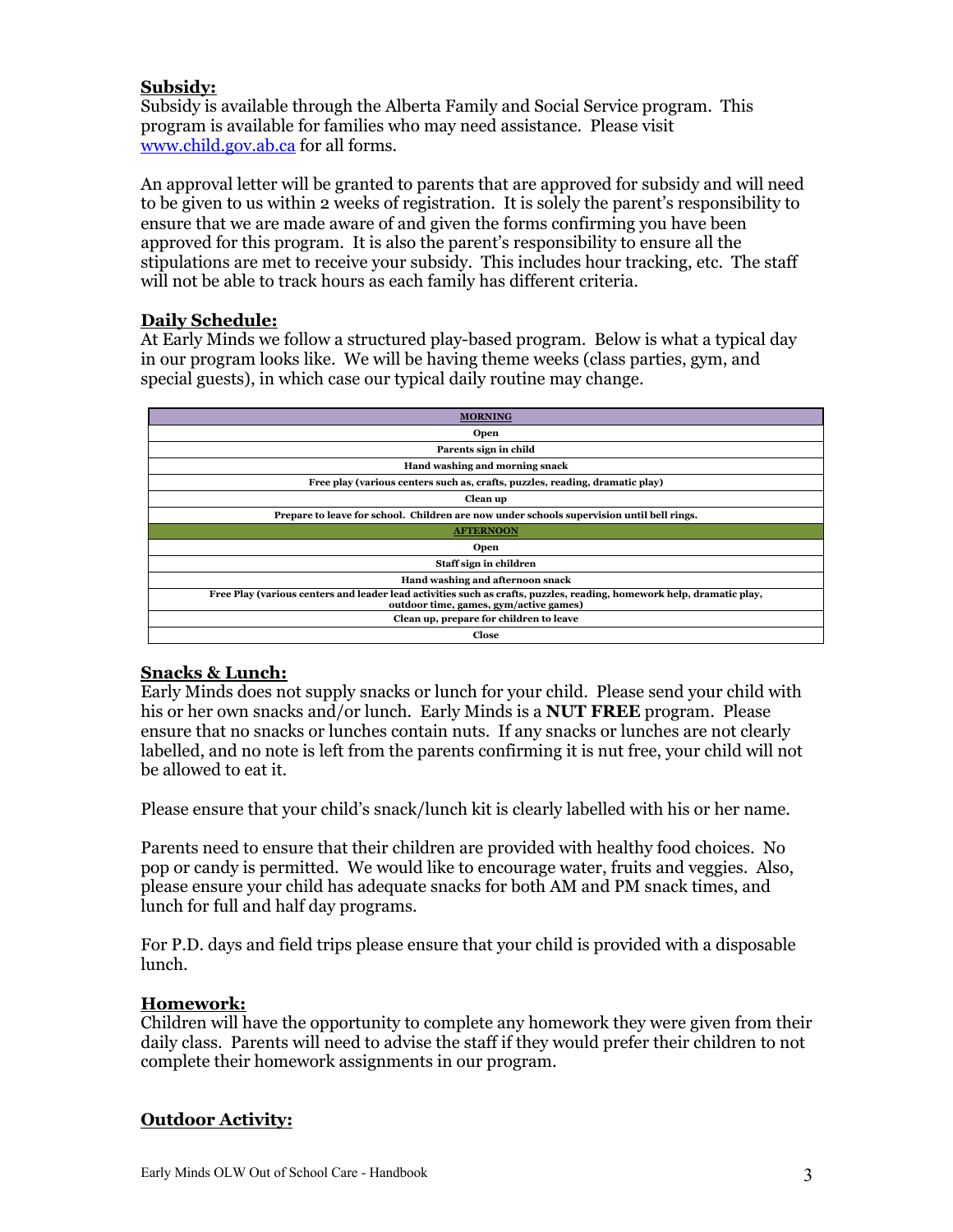## Subsidy:

Subsidy is available through the Alberta Family and Social Service program. This program is available for families who may need assistance. Please visit [www.child.gov.ab.ca](http://www.child.gov.ab.ca) for all forms.

An approval letter will be granted to parents that are approved for subsidy and will need to be given to us within 2 weeks of registration. It is solely the parent's responsibility to ensure that we are made aware of and given the forms confirming you have been approved for this program. It is also the parent's responsibility to ensure all the stipulations are met to receive your subsidy. This includes hour tracking, etc. The staff will not be able to track hours as each family has different criteria.

## Daily Schedule:

At Early Minds we follow a structured play-based program. Below is what a typical day in our program looks like. We will be having theme weeks (class parties, gym, and special guests), in which case our typical daily routine may change.

| MORNING |
| --- |
| Open |
| Parents sign in child |
| Hand washing and morning snack |
| Free play (various centers such as, crafts, puzzles, reading, dramatic play) |
| Clean up |
| Prepare to leave for school. Children are now under schools supervision until bell rings. |
| **AFTERNOON** |
| Open |
| Staff sign in children |
| Hand washing and afternoon snack |
| Free Play (various centers and leader lead activities such as crafts, puzzles, reading, homework help, dramatic play, outdoor time, games, gym/active games) |
| Clean up, prepare for children to leave |
| Close |

## Snacks & Lunch:

Early Minds does not supply snacks or lunch for your child. Please send your child with his or her own snacks and/or lunch. Early Minds is a **NUT FREE** program. Please ensure that no snacks or lunches contain nuts. If any snacks or lunches are not clearly labelled, and no note is left from the parents confirming it is nut free, your child will not be allowed to eat it.

Please ensure that your child's snack/lunch kit is clearly labelled with his or her name.

Parents need to ensure that their children are provided with healthy food choices. No pop or candy is permitted. We would like to encourage water, fruits and veggies. Also, please ensure your child has adequate snacks for both AM and PM snack times, and lunch for full and half day programs.

For P.D. days and field trips please ensure that your child is provided with a disposable lunch.

## Homework:

Children will have the opportunity to complete any homework they were given from their daily class. Parents will need to advise the staff if they would prefer their children to not complete their homework assignments in our program.

## Outdoor Activity: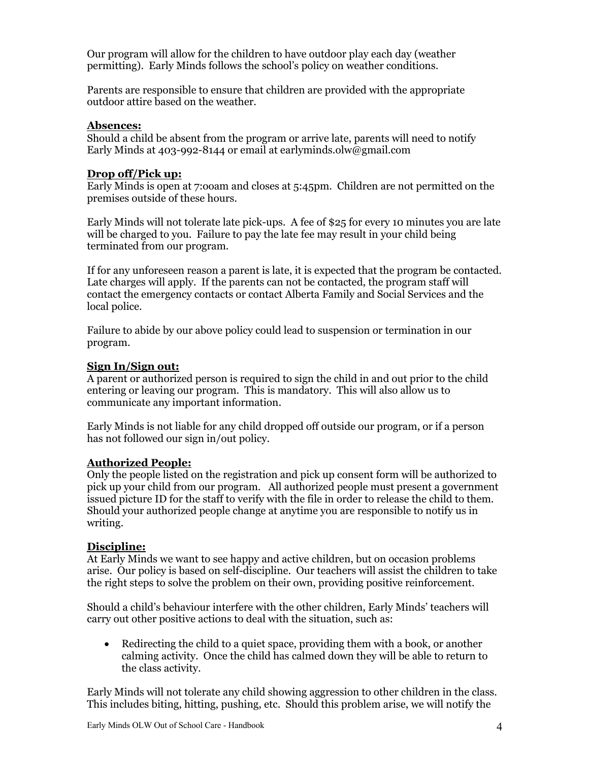Our program will allow for the children to have outdoor play each day (weather permitting). Early Minds follows the school's policy on weather conditions.

Parents are responsible to ensure that children are provided with the appropriate outdoor attire based on the weather.

## Absences:

Should a child be absent from the program or arrive late, parents will need to notify Early Minds at 403-992-8144 or email at earlyminds.olw@gmail.com

## Drop off/Pick up:

Early Minds is open at 7:00am and closes at 5:45pm. Children are not permitted on the premises outside of these hours.

Early Minds will not tolerate late pick-ups. A fee of $25 for every 10 minutes you are late will be charged to you. Failure to pay the late fee may result in your child being terminated from our program.

If for any unforeseen reason a parent is late, it is expected that the program be contacted. Late charges will apply. If the parents can not be contacted, the program staff will contact the emergency contacts or contact Alberta Family and Social Services and the local police.

Failure to abide by our above policy could lead to suspension or termination in our program.

## Sign In/Sign out:

A parent or authorized person is required to sign the child in and out prior to the child entering or leaving our program. This is mandatory. This will also allow us to communicate any important information.

Early Minds is not liable for any child dropped off outside our program, or if a person has not followed our sign in/out policy.

## Authorized People:

Only the people listed on the registration and pick up consent form will be authorized to pick up your child from our program. All authorized people must present a government issued picture ID for the staff to verify with the file in order to release the child to them. Should your authorized people change at anytime you are responsible to notify us in writing.

## Discipline:

At Early Minds we want to see happy and active children, but on occasion problems arise. Our policy is based on self-discipline. Our teachers will assist the children to take the right steps to solve the problem on their own, providing positive reinforcement.

Should a child's behaviour interfere with the other children, Early Minds' teachers will carry out other positive actions to deal with the situation, such as:

- Redirecting the child to a quiet space, providing them with a book, or another calming activity. Once the child has calmed down they will be able to return to the class activity.

Early Minds will not tolerate any child showing aggression to other children in the class. This includes biting, hitting, pushing, etc. Should this problem arise, we will notify the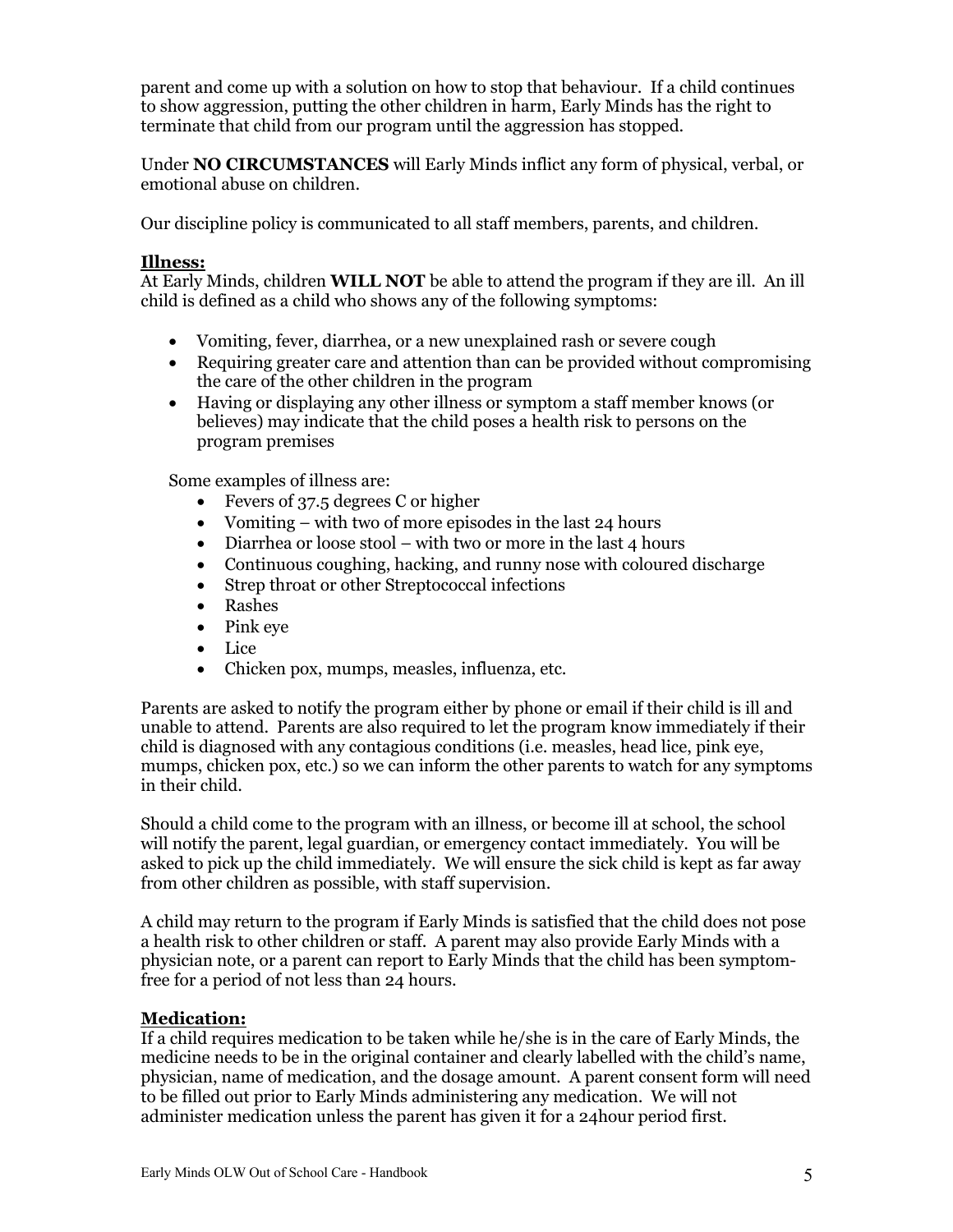parent and come up with a solution on how to stop that behaviour. If a child continues to show aggression, putting the other children in harm, Early Minds has the right to terminate that child from our program until the aggression has stopped.

Under **NO CIRCUMSTANCES** will Early Minds inflict any form of physical, verbal, or emotional abuse on children.

Our discipline policy is communicated to all staff members, parents, and children.

## Illness:

At Early Minds, children **WILL NOT** be able to attend the program if they are ill. An ill child is defined as a child who shows any of the following symptoms:

- Vomiting, fever, diarrhea, or a new unexplained rash or severe cough
- Requiring greater care and attention than can be provided without compromising the care of the other children in the program
- Having or displaying any other illness or symptom a staff member knows (or believes) may indicate that the child poses a health risk to persons on the program premises

Some examples of illness are:

- Fevers of 37.5 degrees C or higher
- Vomiting – with two of more episodes in the last 24 hours
- Diarrhea or loose stool – with two or more in the last 4 hours
- Continuous coughing, hacking, and runny nose with coloured discharge
- Strep throat or other Streptococcal infections
- Rashes
- Pink eye
- Lice
- Chicken pox, mumps, measles, influenza, etc.

Parents are asked to notify the program either by phone or email if their child is ill and unable to attend. Parents are also required to let the program know immediately if their child is diagnosed with any contagious conditions (i.e. measles, head lice, pink eye, mumps, chicken pox, etc.) so we can inform the other parents to watch for any symptoms in their child.

Should a child come to the program with an illness, or become ill at school, the school will notify the parent, legal guardian, or emergency contact immediately. You will be asked to pick up the child immediately. We will ensure the sick child is kept as far away from other children as possible, with staff supervision.

A child may return to the program if Early Minds is satisfied that the child does not pose a health risk to other children or staff. A parent may also provide Early Minds with a physician note, or a parent can report to Early Minds that the child has been symptom-free for a period of not less than 24 hours.

## Medication:

If a child requires medication to be taken while he/she is in the care of Early Minds, the medicine needs to be in the original container and clearly labelled with the child's name, physician, name of medication, and the dosage amount. A parent consent form will need to be filled out prior to Early Minds administering any medication. We will not administer medication unless the parent has given it for a 24hour period first.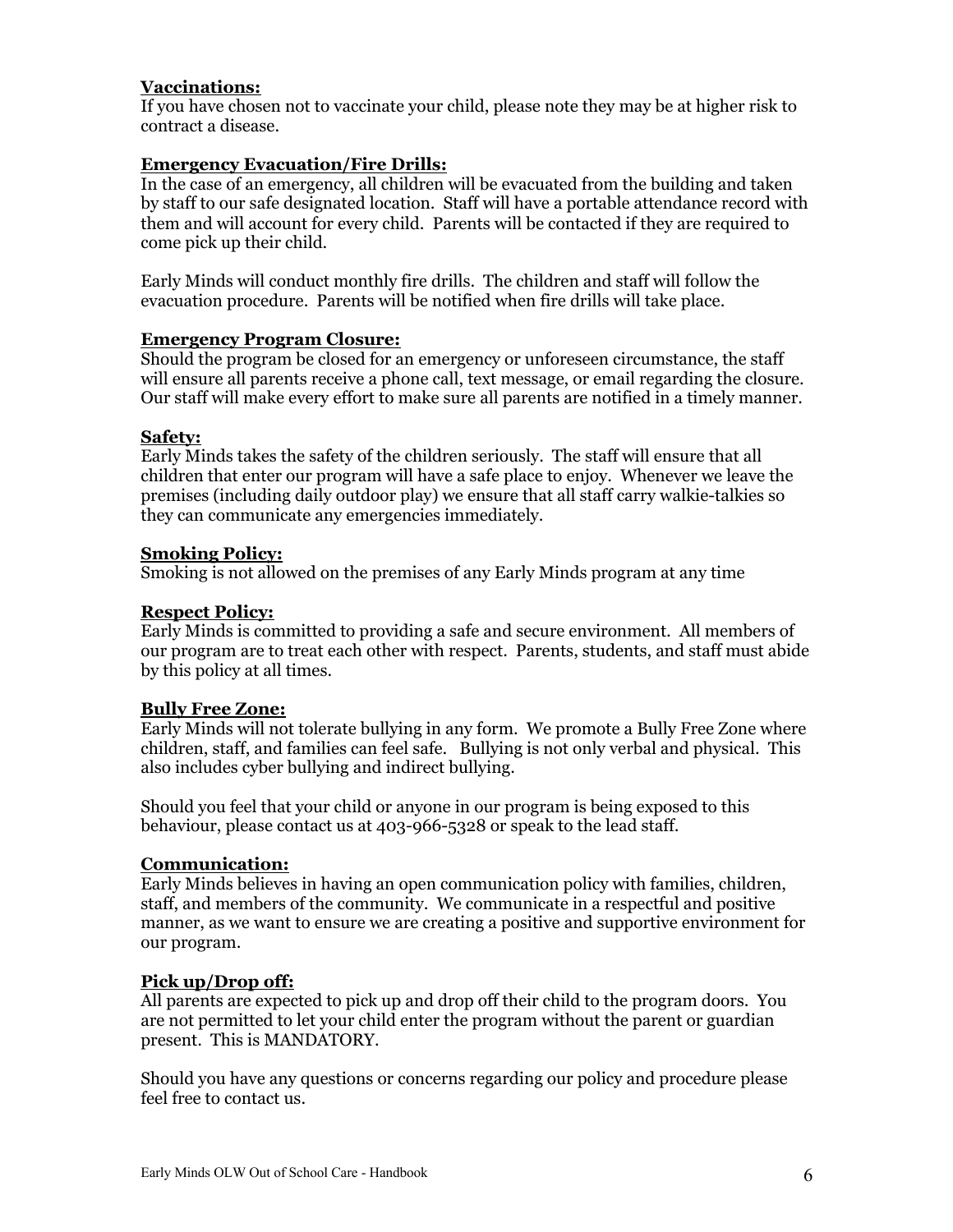**Vaccinations:**
If you have chosen not to vaccinate your child, please note they may be at higher risk to contract a disease.

**Emergency Evacuation/Fire Drills:**
In the case of an emergency, all children will be evacuated from the building and taken by staff to our safe designated location. Staff will have a portable attendance record with them and will account for every child. Parents will be contacted if they are required to come pick up their child.

Early Minds will conduct monthly fire drills. The children and staff will follow the evacuation procedure. Parents will be notified when fire drills will take place.

**Emergency Program Closure:**
Should the program be closed for an emergency or unforeseen circumstance, the staff will ensure all parents receive a phone call, text message, or email regarding the closure. Our staff will make every effort to make sure all parents are notified in a timely manner.

**Safety:**
Early Minds takes the safety of the children seriously. The staff will ensure that all children that enter our program will have a safe place to enjoy. Whenever we leave the premises (including daily outdoor play) we ensure that all staff carry walkie-talkies so they can communicate any emergencies immediately.

**Smoking Policy:**
Smoking is not allowed on the premises of any Early Minds program at any time

**Respect Policy:**
Early Minds is committed to providing a safe and secure environment. All members of our program are to treat each other with respect. Parents, students, and staff must abide by this policy at all times.

**Bully Free Zone:**
Early Minds will not tolerate bullying in any form. We promote a Bully Free Zone where children, staff, and families can feel safe. Bullying is not only verbal and physical. This also includes cyber bullying and indirect bullying.

Should you feel that your child or anyone in our program is being exposed to this behaviour, please contact us at 403-966-5328 or speak to the lead staff.

**Communication:**
Early Minds believes in having an open communication policy with families, children, staff, and members of the community. We communicate in a respectful and positive manner, as we want to ensure we are creating a positive and supportive environment for our program.

**Pick up/Drop off:**
All parents are expected to pick up and drop off their child to the program doors. You are not permitted to let your child enter the program without the parent or guardian present. This is MANDATORY.

Should you have any questions or concerns regarding our policy and procedure please feel free to contact us.